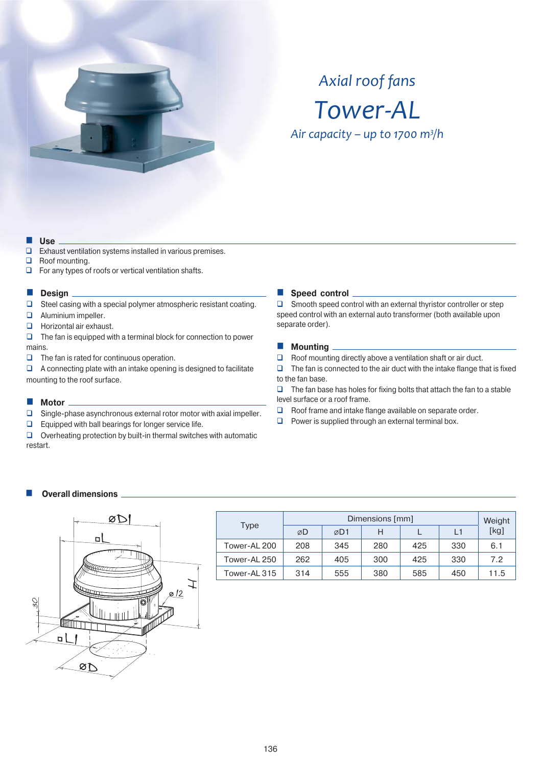# Axial roof fans

# Tower-AL

*Air capacity – up to 1700 m³/h*

## Use

- Exhaust ventilation systems installed in various premises.
- Roof mounting.
- For any types of roofs or vertical ventilation shafts.

## Design

- Steel casing with a special polymer atmospheric resistant coating.
- Aluminium impeller.
- Horizontal air exhaust.
- The fan is equipped with a terminal block for connection to power mains.
- The fan is rated for continuous operation.
- A connecting plate with an intake opening is designed to facilitate mounting to the roof surface.

## Motor

- Single-phase asynchronous external rotor motor with axial impeller.
- Equipped with ball bearings for longer service life.
- Overheating protection by built-in thermal switches with automatic restart.

## Speed control

- Smooth speed control with an external thyristor controller or step speed control with an external auto transformer (both available upon separate order).

## Mounting

- Roof mounting directly above a ventilation shaft or air duct.
- The fan is connected to the air duct with the intake flange that is fixed to the fan base.
- The fan base has holes for fixing bolts that attach the fan to a stable level surface or a roof frame.
- Roof frame and intake flange available on separate order.
- Power is supplied through an external terminal box.

## Overall dimensions

| Type | Dimensions [mm] | | | | | Weight [kg] |
|---|---|---|---|---|---|---|
| | ⌀D | ⌀D1 | H | L | L1 | |
| Tower-AL 200 | 208 | 345 | 280 | 425 | 330 | 6.1 |
| Tower-AL 250 | 262 | 405 | 300 | 425 | 330 | 7.2 |
| Tower-AL 315 | 314 | 555 | 380 | 585 | 450 | 11.5 |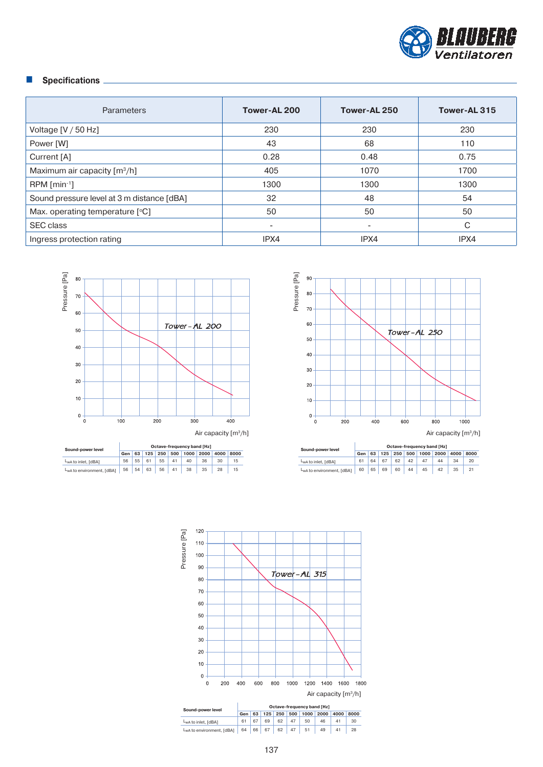## Specifications

| Parameters | Tower-AL 200 | Tower-AL 250 | Tower-AL 315 |
|---|---|---|---|
| Voltage [V / 50 Hz] | 230 | 230 | 230 |
| Power [W] | 43 | 68 | 110 |
| Current [A] | 0.28 | 0.48 | 0.75 |
| Maximum air capacity [m³/h] | 405 | 1070 | 1700 |
| RPM [min⁻¹] | 1300 | 1300 | 1300 |
| Sound pressure level at 3 m distance [dBA] | 32 | 48 | 54 |
| Max. operating temperature [°C] | 50 | 50 | 50 |
| SEC class | - | - | C |
| Ingress protection rating | IPX4 | IPX4 | IPX4 |

Pressure [Pa]

80
70
60
50
40
30
20
10
0

0
100
200
300
400

Tower-AL 200

Air capacity [m³/h]

| Sound-power level | Octave-frequency band [Hz] | | | | | | | | |
|---|---|---|---|---|---|---|---|---|---|
| | Gen | 63 | 125 | 250 | 500 | 1000 | 2000 | 4000 | 8000 |
| $L_{wA}$ to inlet, [dBA] | 56 | 55 | 61 | 55 | 41 | 40 | 36 | 30 | 15 |
| $L_{wA}$ to environment, [dBA] | 56 | 54 | 63 | 56 | 41 | 38 | 35 | 28 | 15 |

Pressure [Pa]

90
80
70
60
50
40
30
20
10
0

0
200
400
600
800
1000

Tower-AL 250

Air capacity [m³/h]

| Sound-power level | Octave-frequency band [Hz] | | | | | | | | |
|---|---|---|---|---|---|---|---|---|---|
| | Gen | 63 | 125 | 250 | 500 | 1000 | 2000 | 4000 | 8000 |
| $L_{wA}$ to inlet, [dBA] | 61 | 64 | 67 | 62 | 42 | 47 | 44 | 34 | 20 |
| $L_{wA}$ to environment, [dBA] | 60 | 65 | 69 | 60 | 44 | 45 | 42 | 35 | 21 |

Pressure [Pa]

120
110
100
90
80
70
60
50
40
30
20
10
0

0
200
400
600
800
1000
1200
1400
1600
1800

Tower-AL 315

Air capacity [m³/h]

| Sound-power level | Octave-frequency band [Hz] | | | | | | | | |
|---|---|---|---|---|---|---|---|---|---|
| | Gen | 63 | 125 | 250 | 500 | 1000 | 2000 | 4000 | 8000 |
| $L_{wA}$ to inlet, [dBA] | 61 | 67 | 69 | 62 | 47 | 50 | 46 | 41 | 30 |
| $L_{wA}$ to environment, [dBA] | 64 | 66 | 67 | 62 | 47 | 51 | 49 | 41 | 28 |